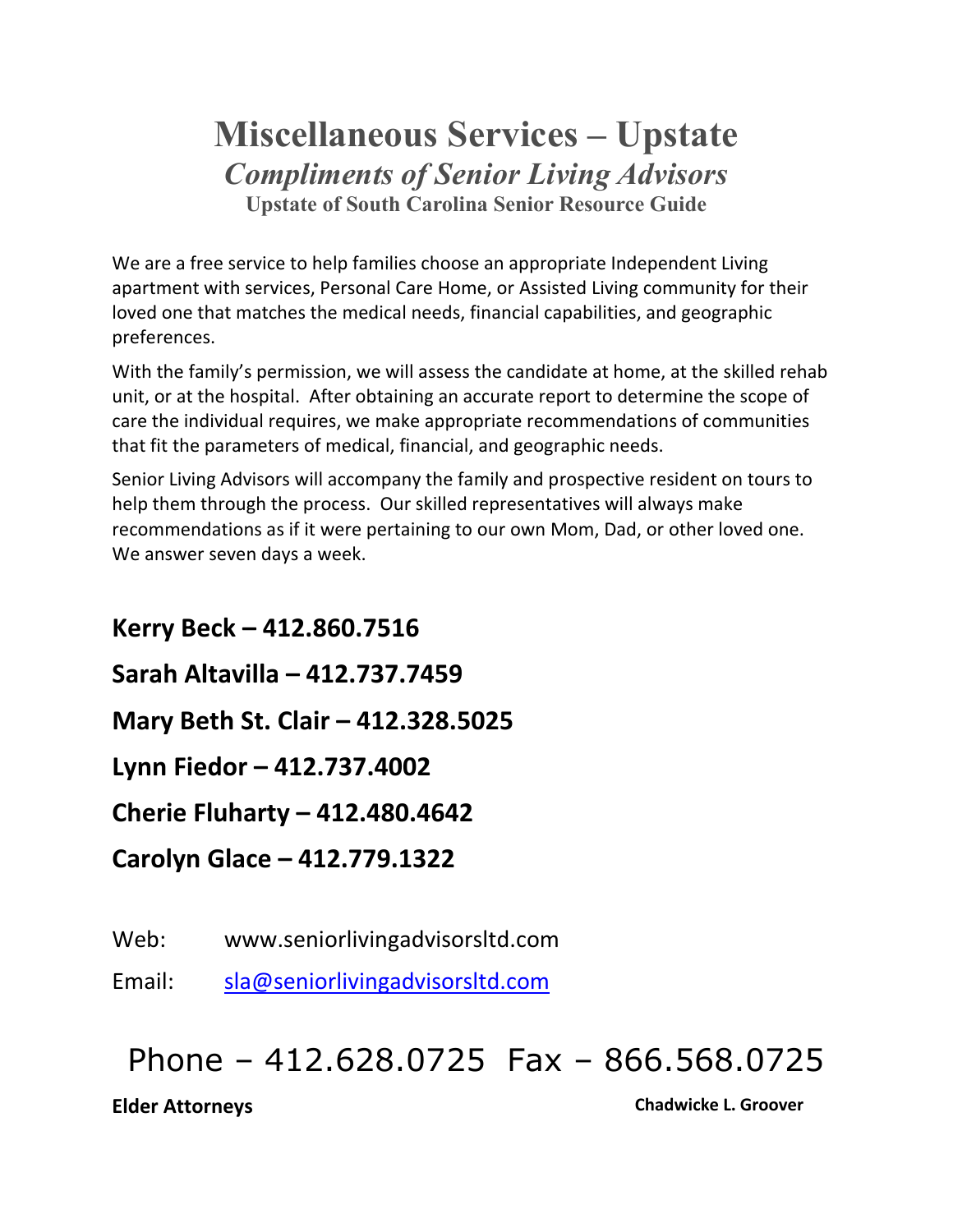# Miscellaneous Services – Upstate

## *Compliments of Senior Living Advisors*

### Upstate of South Carolina Senior Resource Guide

We are a free service to help families choose an appropriate Independent Living apartment with services, Personal Care Home, or Assisted Living community for their loved one that matches the medical needs, financial capabilities, and geographic preferences.

With the family's permission, we will assess the candidate at home, at the skilled rehab unit, or at the hospital. After obtaining an accurate report to determine the scope of care the individual requires, we make appropriate recommendations of communities that fit the parameters of medical, financial, and geographic needs.

Senior Living Advisors will accompany the family and prospective resident on tours to help them through the process. Our skilled representatives will always make recommendations as if it were pertaining to our own Mom, Dad, or other loved one. We answer seven days a week.

**Kerry Beck – 412.860.7516**

**Sarah Altavilla – 412.737.7459**

**Mary Beth St. Clair – 412.328.5025**

**Lynn Fiedor – 412.737.4002**

**Cherie Fluharty – 412.480.4642**

**Carolyn Glace – 412.779.1322**

Web: www.seniorlivingadvisorsltd.com

Email: sla@seniorlivingadvisorsltd.com

Phone – 412.628.0725 Fax – 866.568.0725

**Elder Attorneys**

**Chadwicke L. Groover**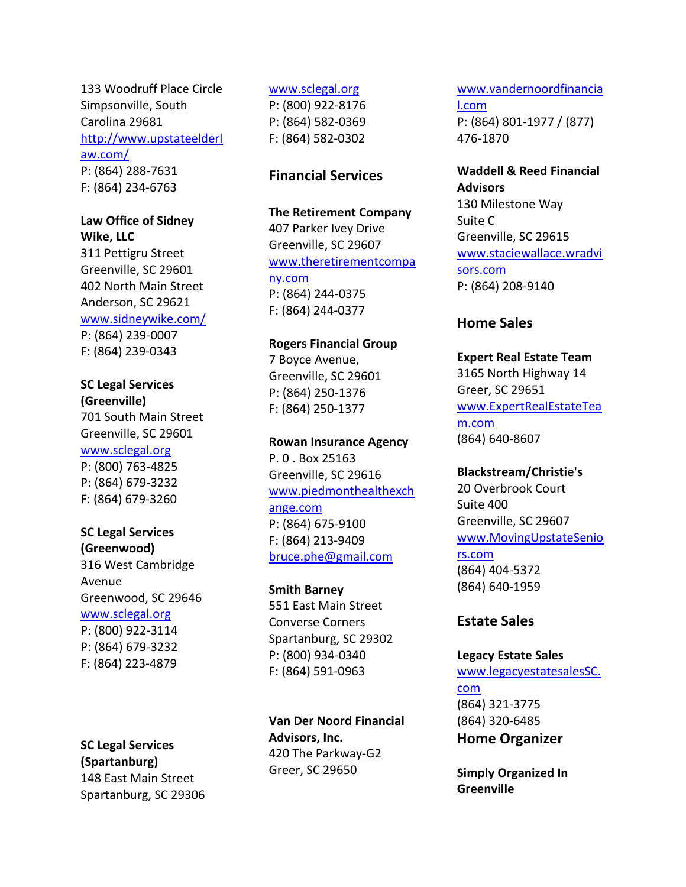133 Woodruff Place Circle
Simpsonville, South Carolina 29681
http://www.upstateelderlaw.com/
P: (864) 288-7631
F: (864) 234-6763

**Law Office of Sidney Wike, LLC**
311 Pettigru Street
Greenville, SC 29601
402 North Main Street
Anderson, SC 29621
www.sidneywike.com/
P: (864) 239-0007
F: (864) 239-0343

**SC Legal Services (Greenville)**
701 South Main Street
Greenville, SC 29601
www.sclegal.org
P: (800) 763-4825
P: (864) 679-3232
F: (864) 679-3260

**SC Legal Services (Greenwood)**
316 West Cambridge Avenue
Greenwood, SC 29646
www.sclegal.org
P: (800) 922-3114
P: (864) 679-3232
F: (864) 223-4879

**SC Legal Services (Spartanburg)**
148 East Main Street
Spartanburg, SC 29306
www.sclegal.org
P: (800) 922-8176
P: (864) 582-0369
F: (864) 582-0302

## Financial Services

**The Retirement Company**
407 Parker Ivey Drive
Greenville, SC 29607
www.theretirementcompany.com
P: (864) 244-0375
F: (864) 244-0377

**Rogers Financial Group**
7 Boyce Avenue,
Greenville, SC 29601
P: (864) 250-1376
F: (864) 250-1377

**Rowan Insurance Agency**
P. 0 . Box 25163
Greenville, SC 29616
www.piedmonthealthexchange.com
P: (864) 675-9100
F: (864) 213-9409
bruce.phe@gmail.com

**Smith Barney**
551 East Main Street
Converse Corners
Spartanburg, SC 29302
P: (800) 934-0340
F: (864) 591-0963

**Van Der Noord Financial Advisors, Inc.**
420 The Parkway-G2
Greer, SC 29650
www.vandernoordfinancial.com
P: (864) 801-1977 / (877) 476-1870

**Waddell & Reed Financial Advisors**
130 Milestone Way
Suite C
Greenville, SC 29615
www.staciewallace.wradvisors.com
P: (864) 208-9140

## Home Sales

**Expert Real Estate Team**
3165 North Highway 14
Greer, SC 29651
www.ExpertRealEstateTeam.com
(864) 640-8607

**Blackstream/Christie's**
20 Overbrook Court
Suite 400
Greenville, SC 29607
www.MovingUpstateSeniors.com
(864) 404-5372
(864) 640-1959

## Estate Sales

**Legacy Estate Sales**
www.legacyestatesalesSC.com
(864) 321-3775
(864) 320-6485

## Home Organizer

**Simply Organized In Greenville**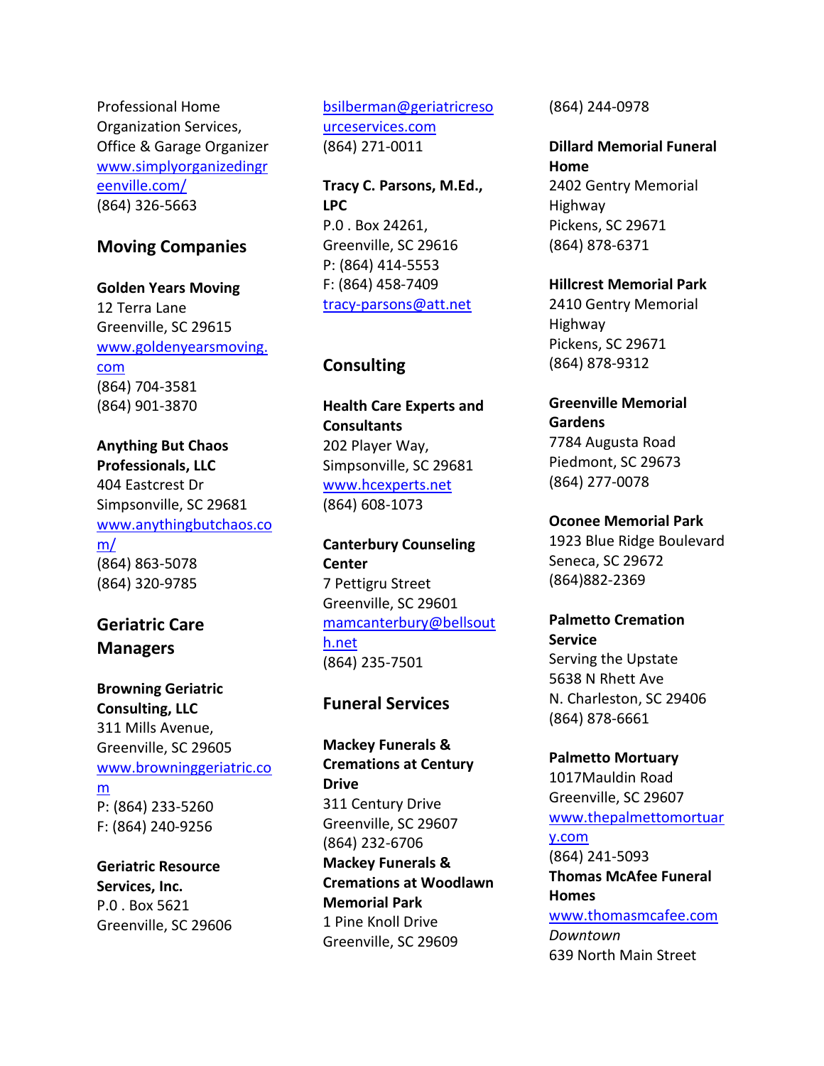Professional Home Organization Services, Office & Garage Organizer
www.simplyorganizedingreenville.com/
(864) 326-5663

## Moving Companies

**Golden Years Moving**
12 Terra Lane
Greenville, SC 29615
www.goldenyearsmoving.com
(864) 704-3581
(864) 901-3870

**Anything But Chaos Professionals, LLC**
404 Eastcrest Dr
Simpsonville, SC 29681
www.anythingbutchaos.com/
(864) 863-5078
(864) 320-9785

## Geriatric Care Managers

**Browning Geriatric Consulting, LLC**
311 Mills Avenue,
Greenville, SC 29605
www.browninggeriatric.com
P: (864) 233-5260
F: (864) 240-9256

**Geriatric Resource Services, Inc.**
P.0 . Box 5621
Greenville, SC 29606
bsilberman@geriatricresourceservices.com
(864) 271-0011

**Tracy C. Parsons, M.Ed., LPC**
P.0 . Box 24261,
Greenville, SC 29616
P: (864) 414-5553
F: (864) 458-7409
tracy-parsons@att.net

## Consulting

**Health Care Experts and Consultants**
202 Player Way,
Simpsonville, SC 29681
www.hcexperts.net
(864) 608-1073

**Canterbury Counseling Center**
7 Pettigru Street
Greenville, SC 29601
mamcanterbury@bellsouth.net
(864) 235-7501

## Funeral Services

**Mackey Funerals & Cremations at Century Drive**
311 Century Drive
Greenville, SC 29607
(864) 232-6706

**Mackey Funerals & Cremations at Woodlawn Memorial Park**
1 Pine Knoll Drive
Greenville, SC 29609
(864) 244-0978

**Dillard Memorial Funeral Home**
2402 Gentry Memorial Highway
Pickens, SC 29671
(864) 878-6371

**Hillcrest Memorial Park**
2410 Gentry Memorial Highway
Pickens, SC 29671
(864) 878-9312

**Greenville Memorial Gardens**
7784 Augusta Road
Piedmont, SC 29673
(864) 277-0078

**Oconee Memorial Park**
1923 Blue Ridge Boulevard
Seneca, SC 29672
(864)882-2369

**Palmetto Cremation Service**
Serving the Upstate
5638 N Rhett Ave
N. Charleston, SC 29406
(864) 878-6661

**Palmetto Mortuary**
1017Mauldin Road
Greenville, SC 29607
www.thepalmettomortuary.com
(864) 241-5093

**Thomas McAfee Funeral Homes**
www.thomasmcafee.com
*Downtown*
639 North Main Street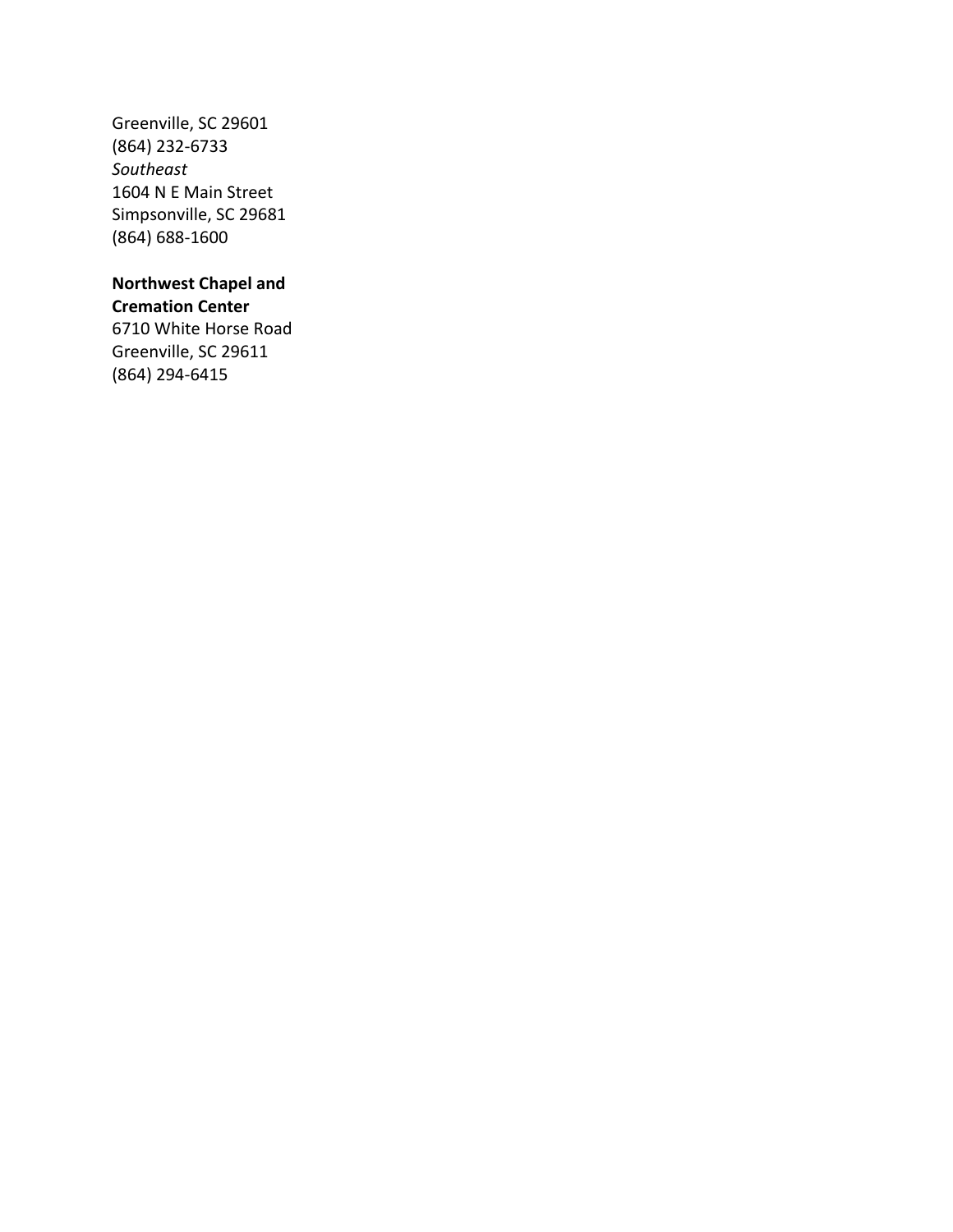Greenville, SC 29601
(864) 232-6733
*Southeast*
1604 N E Main Street
Simpsonville, SC 29681
(864) 688-1600

**Northwest Chapel and Cremation Center**
6710 White Horse Road
Greenville, SC 29611
(864) 294-6415